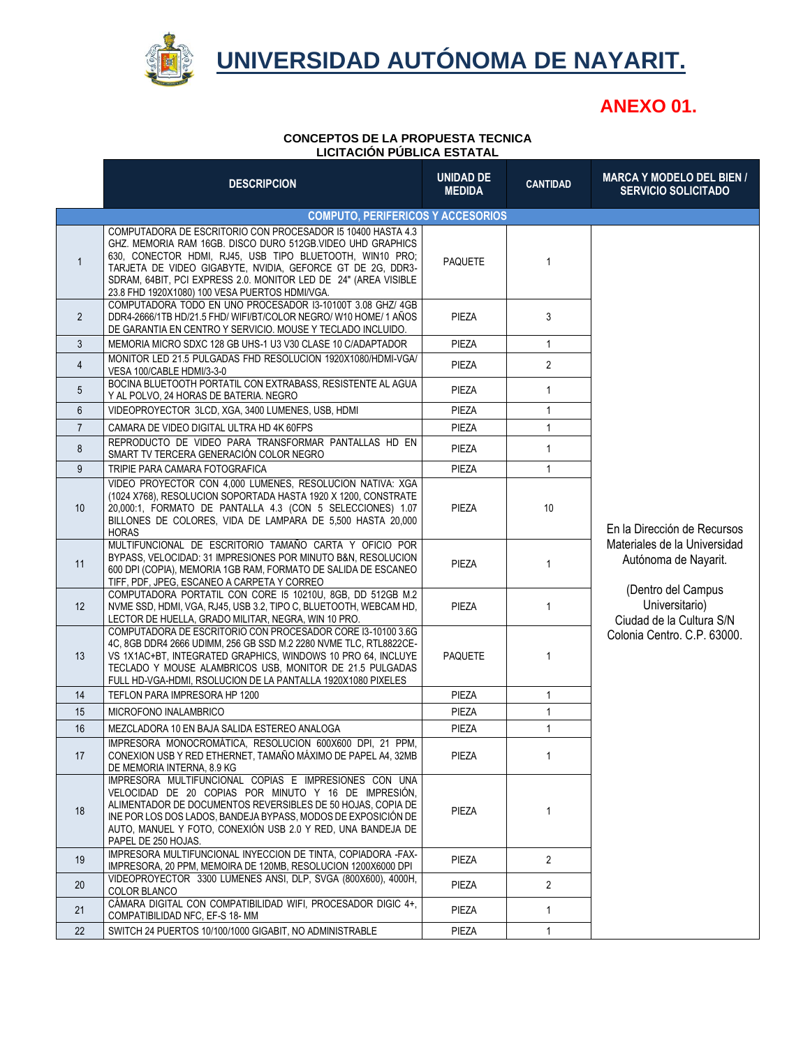# UNIVERSIDAD AUTÓNOMA DE NAYARIT.

## ANEXO 01.

**CONCEPTOS DE LA PROPUESTA TECNICA**
**LICITACIÓN PÚBLICA ESTATAL**

| | DESCRIPCION | UNIDAD DE MEDIDA | CANTIDAD | MARCA Y MODELO DEL BIEN / SERVICIO SOLICITADO |
|---|---|---|---|---|
| | **COMPUTO, PERIFERICOS Y ACCESORIOS** | | | |
| 1 | COMPUTADORA DE ESCRITORIO CON PROCESADOR I5 10400 HASTA 4.3 GHZ. MEMORIA RAM 16GB. DISCO DURO 512GB.VIDEO UHD GRAPHICS 630, CONECTOR HDMI, RJ45, USB TIPO BLUETOOTH, WIN10 PRO; TARJETA DE VIDEO GIGABYTE, NVIDIA, GEFORCE GT DE 2G, DDR3-SDRAM, 64BIT, PCI EXPRESS 2.0. MONITOR LED DE 24" (AREA VISIBLE 23.8 FHD 1920X1080) 100 VESA PUERTOS HDMI/VGA. | PAQUETE | 1 | En la Dirección de Recursos Materiales de la Universidad Autónoma de Nayarit. (Dentro del Campus Universitario) Ciudad de la Cultura S/N Colonia Centro. C.P. 63000. |
| 2 | COMPUTADORA TODO EN UNO PROCESADOR I3-10100T 3.08 GHZ/ 4GB DDR4-2666/1TB HD/21.5 FHD/ WIFI/BT/COLOR NEGRO/ W10 HOME/ 1 AÑOS DE GARANTIA EN CENTRO Y SERVICIO. MOUSE Y TECLADO INCLUIDO. | PIEZA | 3 | |
| 3 | MEMORIA MICRO SDXC 128 GB UHS-1 U3 V30 CLASE 10 C/ADAPTADOR | PIEZA | 1 | |
| 4 | MONITOR LED 21.5 PULGADAS FHD RESOLUCION 1920X1080/HDMI-VGA/ VESA 100/CABLE HDMI/3-3-0 | PIEZA | 2 | |
| 5 | BOCINA BLUETOOTH PORTATIL CON EXTRABASS, RESISTENTE AL AGUA Y AL POLVO, 24 HORAS DE BATERIA. NEGRO | PIEZA | 1 | |
| 6 | VIDEOPROYECTOR 3LCD, XGA, 3400 LUMENES, USB, HDMI | PIEZA | 1 | |
| 7 | CAMARA DE VIDEO DIGITAL ULTRA HD 4K 60FPS | PIEZA | 1 | |
| 8 | REPRODUCTO DE VIDEO PARA TRANSFORMAR PANTALLAS HD EN SMART TV TERCERA GENERACIÓN COLOR NEGRO | PIEZA | 1 | |
| 9 | TRIPIE PARA CAMARA FOTOGRAFICA | PIEZA | 1 | |
| 10 | VIDEO PROYECTOR CON 4,000 LUMENES, RESOLUCION NATIVA: XGA (1024 X768), RESOLUCION SOPORTADA HASTA 1920 X 1200, CONSTRATE 20,000:1, FORMATO DE PANTALLA 4.3 (CON 5 SELECCIONES) 1.07 BILLONES DE COLORES, VIDA DE LAMPARA DE 5,500 HASTA 20,000 HORAS | PIEZA | 10 | |
| 11 | MULTIFUNCIONAL DE ESCRITORIO TAMAÑO CARTA Y OFICIO POR BYPASS, VELOCIDAD: 31 IMPRESIONES POR MINUTO B&N, RESOLUCION 600 DPI (COPIA), MEMORIA 1GB RAM, FORMATO DE SALIDA DE ESCANEO TIFF, PDF, JPEG, ESCANEO A CARPETA Y CORREO | PIEZA | 1 | |
| 12 | COMPUTADORA PORTATIL CON CORE I5 10210U, 8GB, DD 512GB M.2 NVME SSD, HDMI, VGA, RJ45, USB 3.2, TIPO C, BLUETOOTH, WEBCAM HD, LECTOR DE HUELLA, GRADO MILITAR, NEGRA, WIN 10 PRO. | PIEZA | 1 | |
| 13 | COMPUTADORA DE ESCRITORIO CON PROCESADOR CORE I3-10100 3.6G 4C, 8GB DDR4 2666 UDIMM, 256 GB SSD M.2 2280 NVME TLC, RTL8822CE-VS 1X1AC+BT, INTEGRATED GRAPHICS, WINDOWS 10 PRO 64, INCLUYE TECLADO Y MOUSE ALAMBRICOS USB, MONITOR DE 21.5 PULGADAS FULL HD-VGA-HDMI, RSOLUCION DE LA PANTALLA 1920X1080 PIXELES | PAQUETE | 1 | |
| 14 | TEFLON PARA IMPRESORA HP 1200 | PIEZA | 1 | |
| 15 | MICROFONO INALAMBRICO | PIEZA | 1 | |
| 16 | MEZCLADORA 10 EN BAJA SALIDA ESTEREO ANALOGA | PIEZA | 1 | |
| 17 | IMPRESORA MONOCROMÁTICA, RESOLUCION 600X600 DPI, 21 PPM, CONEXION USB Y RED ETHERNET, TAMAÑO MÁXIMO DE PAPEL A4, 32MB DE MEMORIA INTERNA, 8.9 KG | PIEZA | 1 | |
| 18 | IMPRESORA MULTIFUNCIONAL COPIAS E IMPRESIONES CON UNA VELOCIDAD DE 20 COPIAS POR MINUTO Y 16 DE IMPRESIÓN, ALIMENTADOR DE DOCUMENTOS REVERSIBLES DE 50 HOJAS, COPIA DE INE POR LOS DOS LADOS, BANDEJA BYPASS, MODOS DE EXPOSICIÓN DE AUTO, MANUEL Y FOTO, CONEXIÓN USB 2.0 Y RED, UNA BANDEJA DE PAPEL DE 250 HOJAS. | PIEZA | 1 | |
| 19 | IMPRESORA MULTIFUNCIONAL INYECCION DE TINTA, COPIADORA -FAX-IMPRESORA, 20 PPM, MEMOIRA DE 120MB, RESOLUCION 1200X6000 DPI | PIEZA | 2 | |
| 20 | VIDEOPROYECTOR 3300 LUMENES ANSI, DLP, SVGA (800X600), 4000H, COLOR BLANCO | PIEZA | 2 | |
| 21 | CÁMARA DIGITAL CON COMPATIBILIDAD WIFI, PROCESADOR DIGIC 4+, COMPATIBILIDAD NFC, EF-S 18- MM | PIEZA | 1 | |
| 22 | SWITCH 24 PUERTOS 10/100/1000 GIGABIT, NO ADMINISTRABLE | PIEZA | 1 | |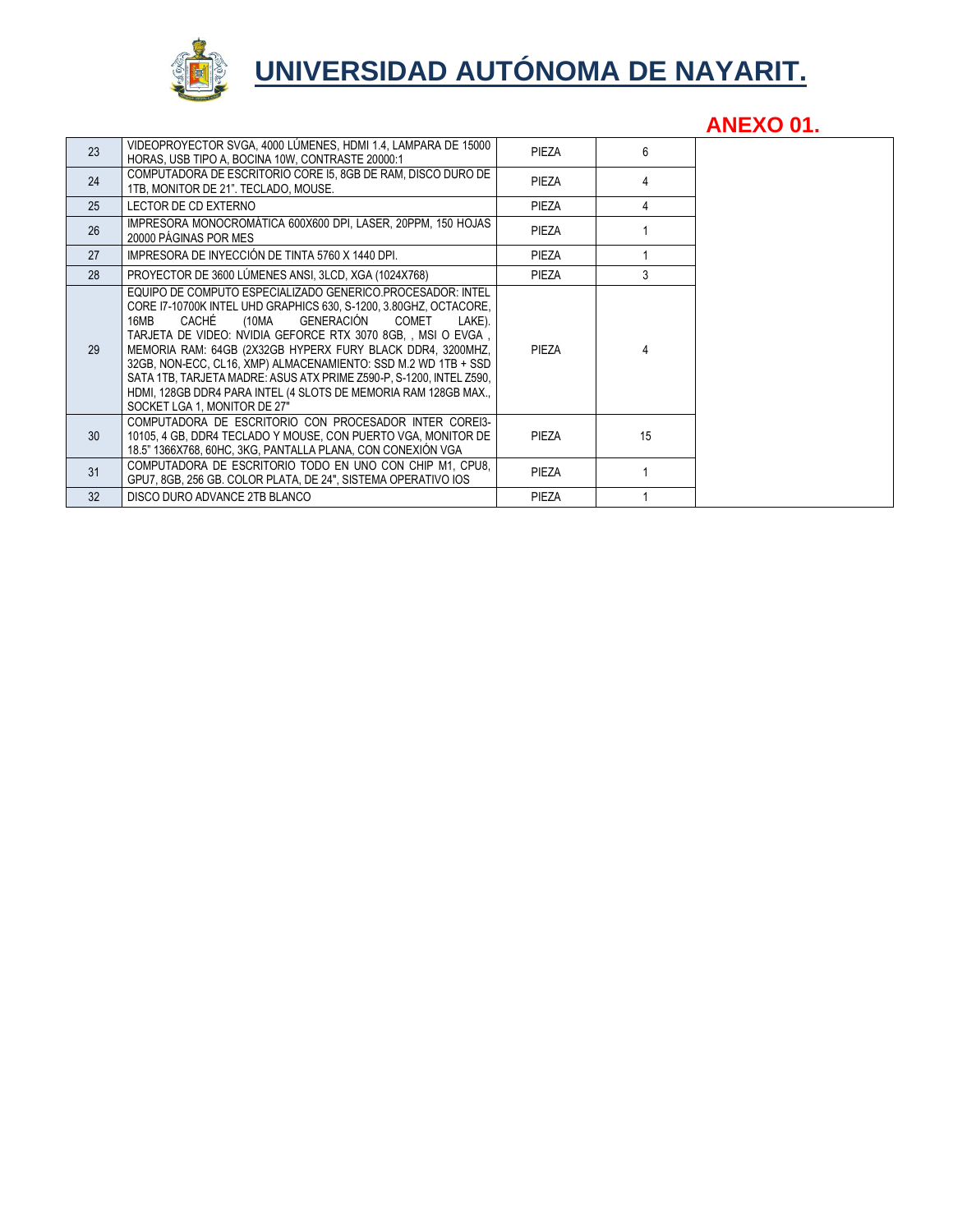# UNIVERSIDAD AUTÓNOMA DE NAYARIT.

## ANEXO 01.

| | | | | |
|---|---|---|---|---|
| 23 | VIDEOPROYECTOR SVGA, 4000 LÚMENES, HDMI 1.4, LAMPARA DE 15000 HORAS, USB TIPO A, BOCINA 10W, CONTRASTE 20000:1 | PIEZA | 6 | |
| 24 | COMPUTADORA DE ESCRITORIO CORE I5, 8GB DE RAM, DISCO DURO DE 1TB, MONITOR DE 21". TECLADO, MOUSE. | PIEZA | 4 | |
| 25 | LECTOR DE CD EXTERNO | PIEZA | 4 | |
| 26 | IMPRESORA MONOCROMÁTICA 600X600 DPI, LASER, 20PPM, 150 HOJAS 20000 PÁGINAS POR MES | PIEZA | 1 | |
| 27 | IMPRESORA DE INYECCIÓN DE TINTA 5760 X 1440 DPI. | PIEZA | 1 | |
| 28 | PROYECTOR DE 3600 LÚMENES ANSI, 3LCD, XGA (1024X768) | PIEZA | 3 | |
| 29 | EQUIPO DE COMPUTO ESPECIALIZADO GENERICO.PROCESADOR: INTEL CORE I7-10700K INTEL UHD GRAPHICS 630, S-1200, 3.80GHZ, OCTACORE, 16MB CACHÉ (10MA GENERACIÓN COMET LAKE). TARJETA DE VIDEO: NVIDIA GEFORCE RTX 3070 8GB, , MSI O EVGA , MEMORIA RAM: 64GB (2X32GB HYPERX FURY BLACK DDR4, 3200MHZ, 32GB, NON-ECC, CL16, XMP) ALMACENAMIENTO: SSD M.2 WD 1TB + SSD SATA 1TB, TARJETA MADRE: ASUS ATX PRIME Z590-P, S-1200, INTEL Z590, HDMI, 128GB DDR4 PARA INTEL (4 SLOTS DE MEMORIA RAM 128GB MAX., SOCKET LGA 1, MONITOR DE 27" | PIEZA | 4 | |
| 30 | COMPUTADORA DE ESCRITORIO CON PROCESADOR INTER COREI3-10105, 4 GB, DDR4 TECLADO Y MOUSE, CON PUERTO VGA, MONITOR DE 18.5" 1366X768, 60HC, 3KG, PANTALLA PLANA, CON CONEXIÓN VGA | PIEZA | 15 | |
| 31 | COMPUTADORA DE ESCRITORIO TODO EN UNO CON CHIP M1, CPU8, GPU7, 8GB, 256 GB. COLOR PLATA, DE 24", SISTEMA OPERATIVO IOS | PIEZA | 1 | |
| 32 | DISCO DURO ADVANCE 2TB BLANCO | PIEZA | 1 | |